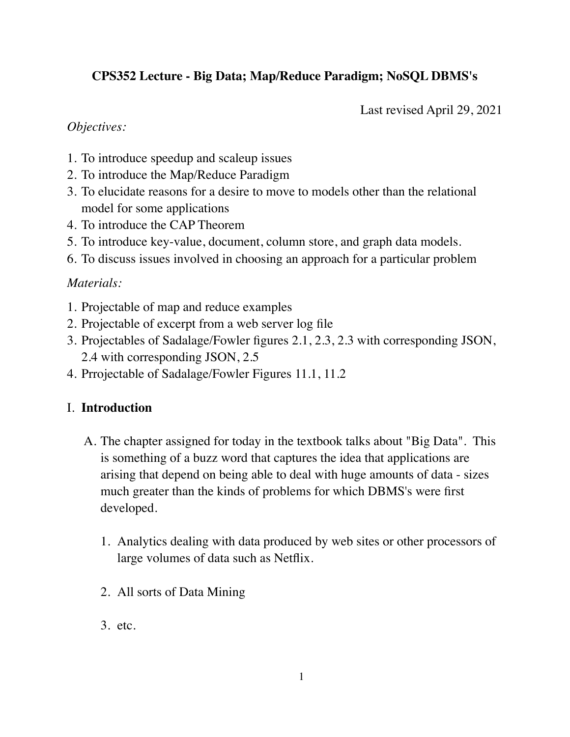# CPS352 Lecture - Big Data; Map/Reduce Paradigm; NoSQL DBMS's

Last revised April 29, 2021

*Objectives:*

1. To introduce speedup and scaleup issues
2. To introduce the Map/Reduce Paradigm
3. To elucidate reasons for a desire to move to models other than the relational model for some applications
4. To introduce the CAP Theorem
5. To introduce key-value, document, column store, and graph data models.
6. To discuss issues involved in choosing an approach for a particular problem

*Materials:*

1. Projectable of map and reduce examples
2. Projectable of excerpt from a web server log file
3. Projectables of Sadalage/Fowler figures 2.1, 2.3, 2.3 with corresponding JSON, 2.4 with corresponding JSON, 2.5
4. Prrojectable of Sadalage/Fowler Figures 11.1, 11.2

## I. **Introduction**

A. The chapter assigned for today in the textbook talks about "Big Data". This is something of a buzz word that captures the idea that applications are arising that depend on being able to deal with huge amounts of data - sizes much greater than the kinds of problems for which DBMS's were first developed.

1. Analytics dealing with data produced by web sites or other processors of large volumes of data such as Netflix.

2. All sorts of Data Mining

3. etc.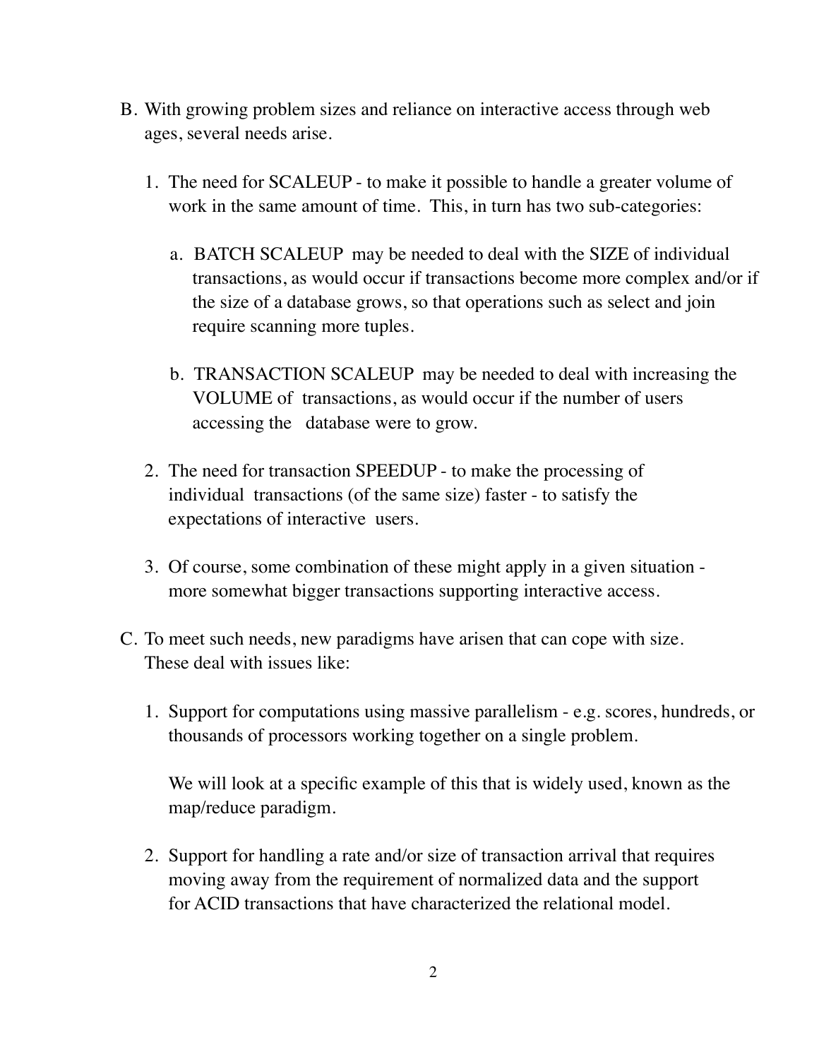B. With growing problem sizes and reliance on interactive access through web ages, several needs arise.

   1. The need for SCALEUP - to make it possible to handle a greater volume of work in the same amount of time. This, in turn has two sub-categories:

      a. BATCH SCALEUP may be needed to deal with the SIZE of individual transactions, as would occur if transactions become more complex and/or if the size of a database grows, so that operations such as select and join require scanning more tuples.

      b. TRANSACTION SCALEUP may be needed to deal with increasing the VOLUME of transactions, as would occur if the number of users accessing the database were to grow.

   2. The need for transaction SPEEDUP - to make the processing of individual transactions (of the same size) faster - to satisfy the expectations of interactive users.

   3. Of course, some combination of these might apply in a given situation - more somewhat bigger transactions supporting interactive access.

C. To meet such needs, new paradigms have arisen that can cope with size. These deal with issues like:

   1. Support for computations using massive parallelism - e.g. scores, hundreds, or thousands of processors working together on a single problem.

      We will look at a specific example of this that is widely used, known as the map/reduce paradigm.

   2. Support for handling a rate and/or size of transaction arrival that requires moving away from the requirement of normalized data and the support for ACID transactions that have characterized the relational model.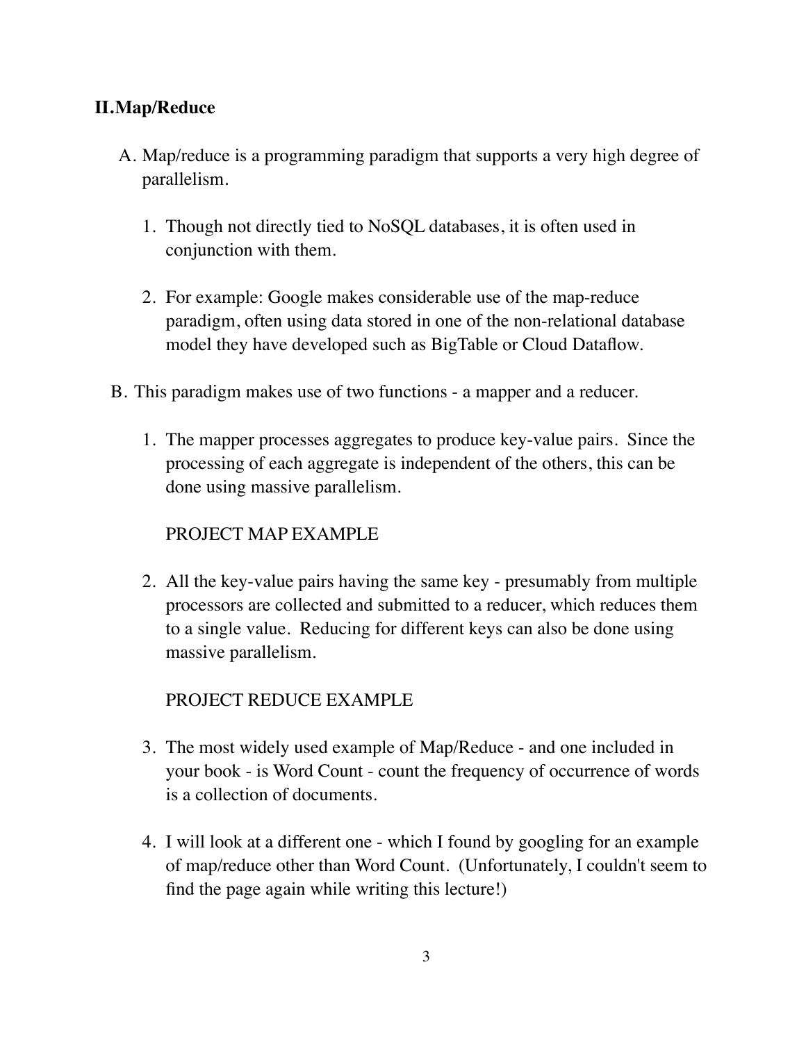## II. Map/Reduce

A. Map/reduce is a programming paradigm that supports a very high degree of parallelism.

   1. Though not directly tied to NoSQL databases, it is often used in conjunction with them.

   2. For example: Google makes considerable use of the map-reduce paradigm, often using data stored in one of the non-relational database model they have developed such as BigTable or Cloud Dataflow.

B. This paradigm makes use of two functions - a mapper and a reducer.

   1. The mapper processes aggregates to produce key-value pairs. Since the processing of each aggregate is independent of the others, this can be done using massive parallelism.

      PROJECT MAP EXAMPLE

   2. All the key-value pairs having the same key - presumably from multiple processors are collected and submitted to a reducer, which reduces them to a single value. Reducing for different keys can also be done using massive parallelism.

      PROJECT REDUCE EXAMPLE

   3. The most widely used example of Map/Reduce - and one included in your book - is Word Count - count the frequency of occurrence of words is a collection of documents.

   4. I will look at a different one - which I found by googling for an example of map/reduce other than Word Count. (Unfortunately, I couldn't seem to find the page again while writing this lecture!)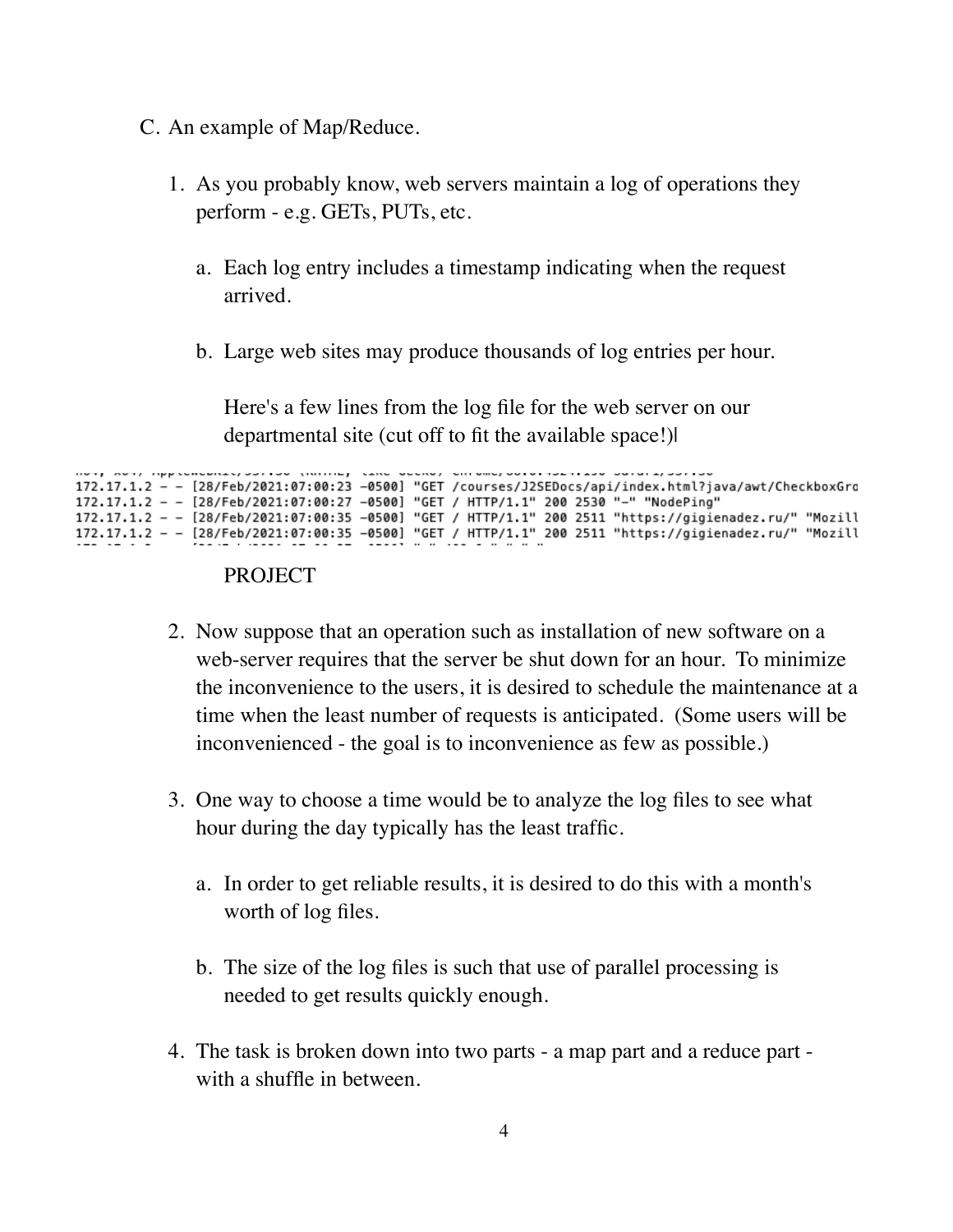C. An example of Map/Reduce.

1. As you probably know, web servers maintain a log of operations they perform - e.g. GETs, PUTs, etc.

   a. Each log entry includes a timestamp indicating when the request arrived.

   b. Large web sites may produce thousands of log entries per hour.

      Here's a few lines from the log file for the web server on our departmental site (cut off to fit the available space!)

```
172.17.1.2 - - [28/Feb/2021:07:00:23 -0500] "GET /courses/J2SEDocs/api/index.html?java/awt/CheckboxGro
172.17.1.2 - - [28/Feb/2021:07:00:27 -0500] "GET / HTTP/1.1" 200 2530 "-" "NodePing"
172.17.1.2 - - [28/Feb/2021:07:00:35 -0500] "GET / HTTP/1.1" 200 2511 "https://gigienadez.ru/" "Mozill
172.17.1.2 - - [28/Feb/2021:07:00:35 -0500] "GET / HTTP/1.1" 200 2511 "https://gigienadez.ru/" "Mozill
```

      PROJECT

2. Now suppose that an operation such as installation of new software on a web-server requires that the server be shut down for an hour. To minimize the inconvenience to the users, it is desired to schedule the maintenance at a time when the least number of requests is anticipated. (Some users will be inconvenienced - the goal is to inconvenience as few as possible.)

3. One way to choose a time would be to analyze the log files to see what hour during the day typically has the least traffic.

   a. In order to get reliable results, it is desired to do this with a month's worth of log files.

   b. The size of the log files is such that use of parallel processing is needed to get results quickly enough.

4. The task is broken down into two parts - a map part and a reduce part - with a shuffle in between.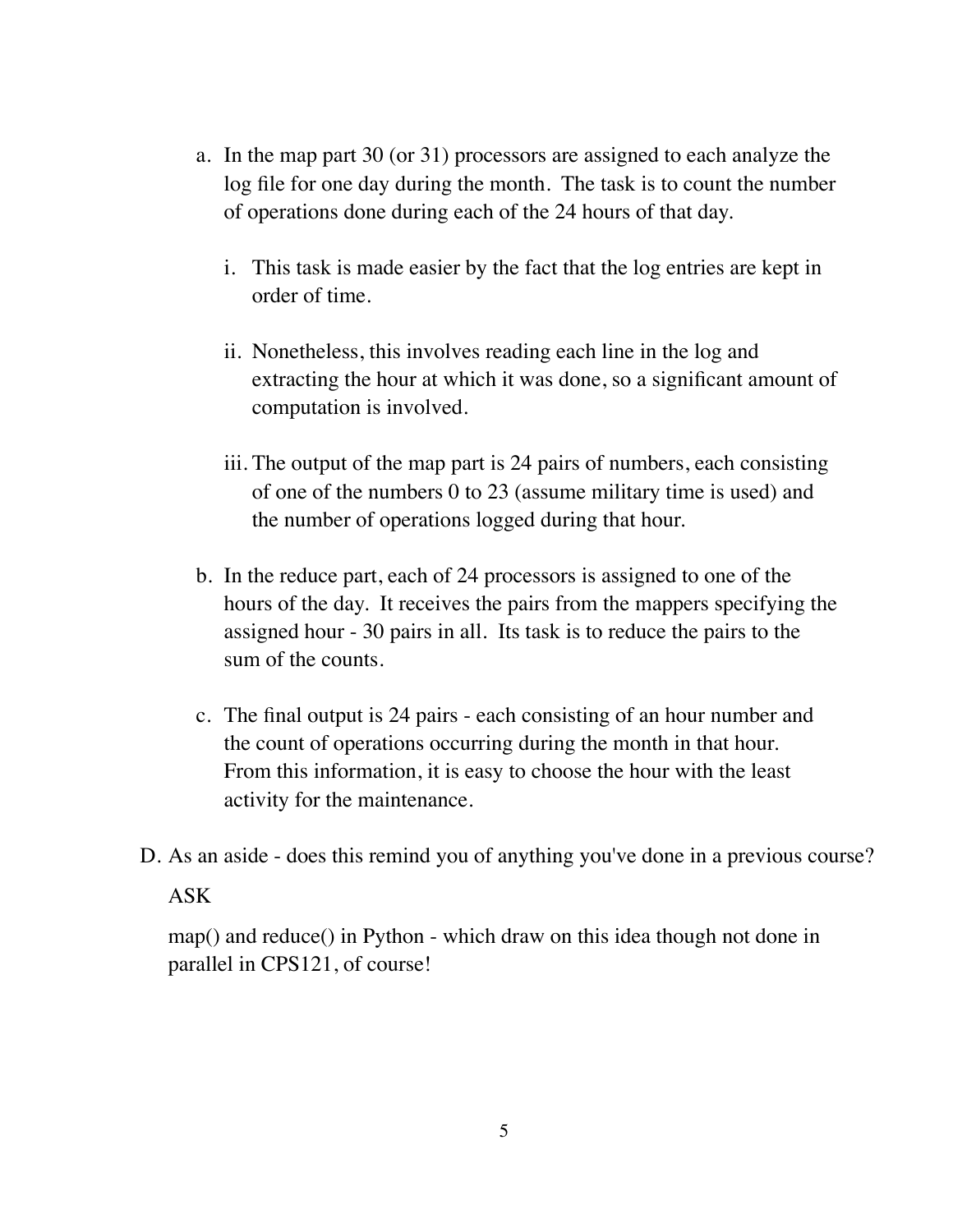a. In the map part 30 (or 31) processors are assigned to each analyze the log file for one day during the month. The task is to count the number of operations done during each of the 24 hours of that day.

    i. This task is made easier by the fact that the log entries are kept in order of time.

    ii. Nonetheless, this involves reading each line in the log and extracting the hour at which it was done, so a significant amount of computation is involved.

    iii. The output of the map part is 24 pairs of numbers, each consisting of one of the numbers 0 to 23 (assume military time is used) and the number of operations logged during that hour.

b. In the reduce part, each of 24 processors is assigned to one of the hours of the day. It receives the pairs from the mappers specifying the assigned hour - 30 pairs in all. Its task is to reduce the pairs to the sum of the counts.

c. The final output is 24 pairs - each consisting of an hour number and the count of operations occurring during the month in that hour. From this information, it is easy to choose the hour with the least activity for the maintenance.

D. As an aside - does this remind you of anything you've done in a previous course?

ASK

map() and reduce() in Python - which draw on this idea though not done in parallel in CPS121, of course!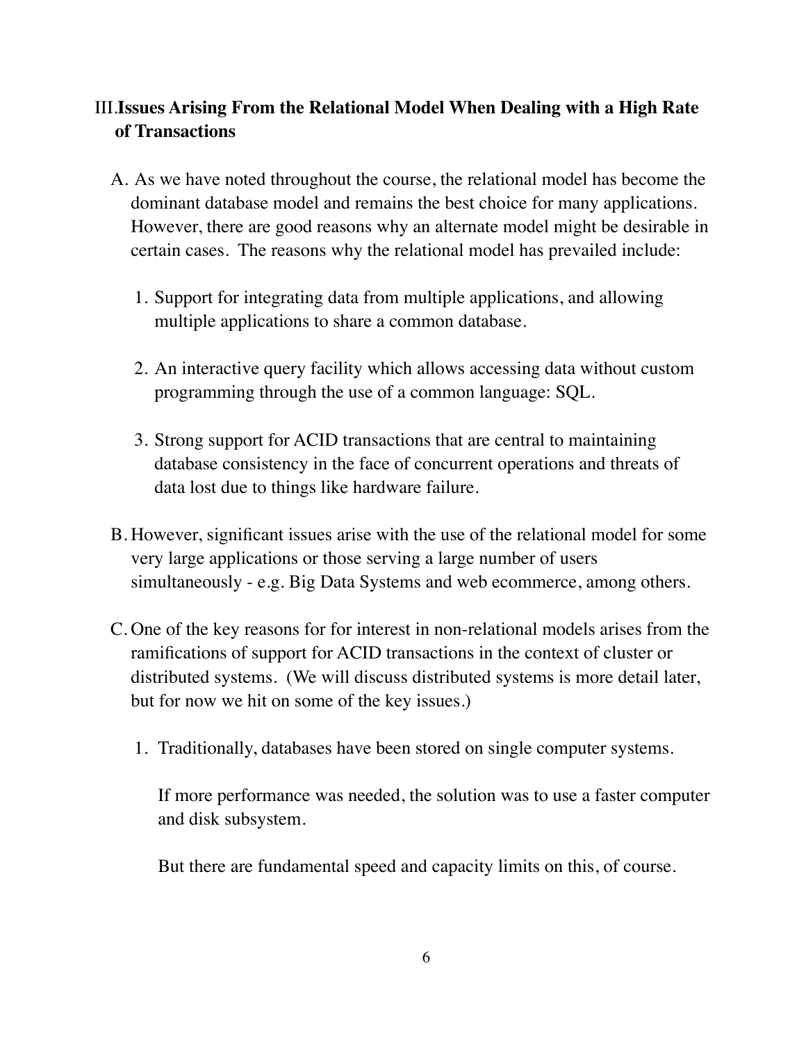## III. Issues Arising From the Relational Model When Dealing with a High Rate of Transactions

A. As we have noted throughout the course, the relational model has become the dominant database model and remains the best choice for many applications. However, there are good reasons why an alternate model might be desirable in certain cases. The reasons why the relational model has prevailed include:

1. Support for integrating data from multiple applications, and allowing multiple applications to share a common database.

2. An interactive query facility which allows accessing data without custom programming through the use of a common language: SQL.

3. Strong support for ACID transactions that are central to maintaining database consistency in the face of concurrent operations and threats of data lost due to things like hardware failure.

B. However, significant issues arise with the use of the relational model for some very large applications or those serving a large number of users simultaneously - e.g. Big Data Systems and web ecommerce, among others.

C. One of the key reasons for for interest in non-relational models arises from the ramifications of support for ACID transactions in the context of cluster or distributed systems. (We will discuss distributed systems is more detail later, but for now we hit on some of the key issues.)

1. Traditionally, databases have been stored on single computer systems.

   If more performance was needed, the solution was to use a faster computer and disk subsystem.

   But there are fundamental speed and capacity limits on this, of course.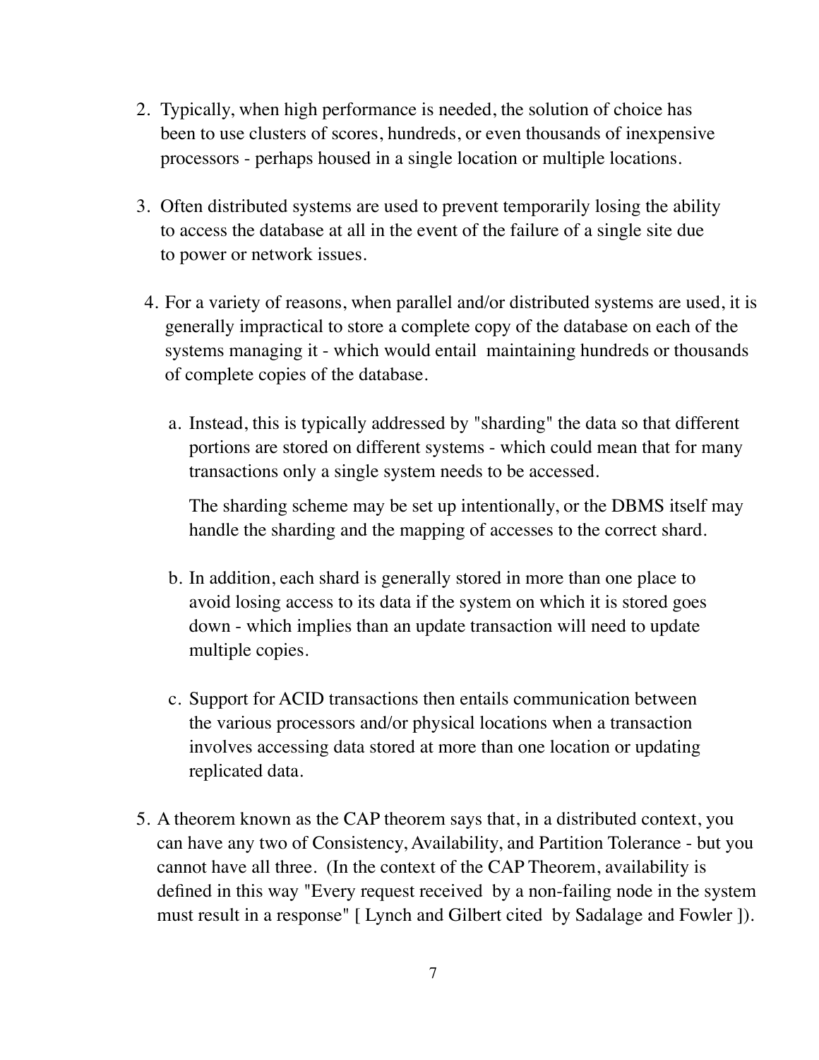2. Typically, when high performance is needed, the solution of choice has been to use clusters of scores, hundreds, or even thousands of inexpensive processors - perhaps housed in a single location or multiple locations.

3. Often distributed systems are used to prevent temporarily losing the ability to access the database at all in the event of the failure of a single site due to power or network issues.

4. For a variety of reasons, when parallel and/or distributed systems are used, it is generally impractical to store a complete copy of the database on each of the systems managing it - which would entail maintaining hundreds or thousands of complete copies of the database.

   a. Instead, this is typically addressed by "sharding" the data so that different portions are stored on different systems - which could mean that for many transactions only a single system needs to be accessed.

      The sharding scheme may be set up intentionally, or the DBMS itself may handle the sharding and the mapping of accesses to the correct shard.

   b. In addition, each shard is generally stored in more than one place to avoid losing access to its data if the system on which it is stored goes down - which implies than an update transaction will need to update multiple copies.

   c. Support for ACID transactions then entails communication between the various processors and/or physical locations when a transaction involves accessing data stored at more than one location or updating replicated data.

5. A theorem known as the CAP theorem says that, in a distributed context, you can have any two of Consistency, Availability, and Partition Tolerance - but you cannot have all three. (In the context of the CAP Theorem, availability is defined in this way "Every request received by a non-failing node in the system must result in a response" [ Lynch and Gilbert cited by Sadalage and Fowler ]).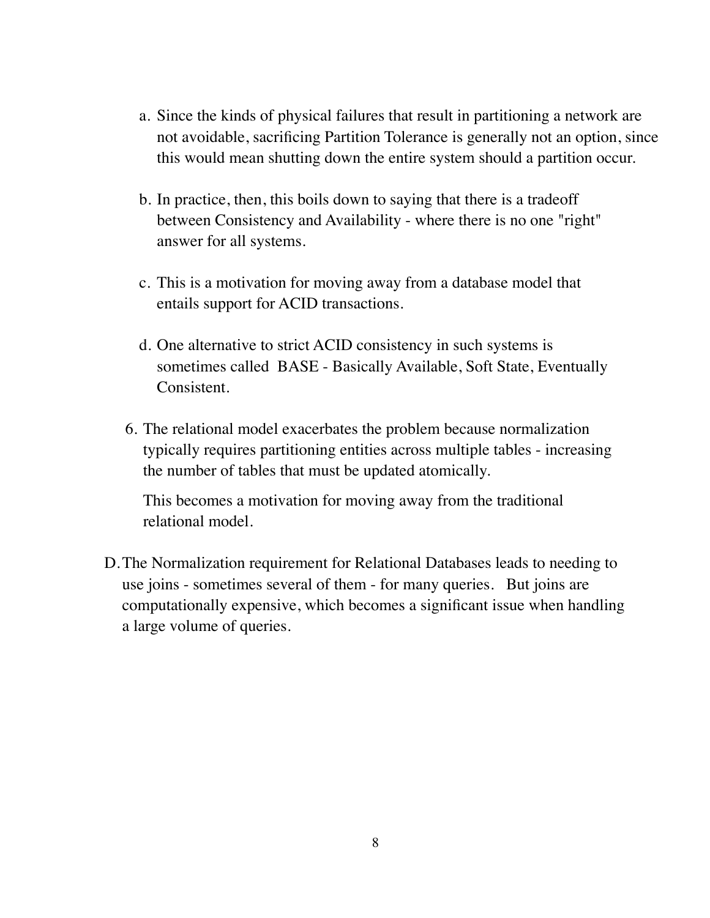a. Since the kinds of physical failures that result in partitioning a network are not avoidable, sacrificing Partition Tolerance is generally not an option, since this would mean shutting down the entire system should a partition occur.

   b. In practice, then, this boils down to saying that there is a tradeoff between Consistency and Availability - where there is no one "right" answer for all systems.

   c. This is a motivation for moving away from a database model that entails support for ACID transactions.

   d. One alternative to strict ACID consistency in such systems is sometimes called BASE - Basically Available, Soft State, Eventually Consistent.

6. The relational model exacerbates the problem because normalization typically requires partitioning entities across multiple tables - increasing the number of tables that must be updated atomically.

   This becomes a motivation for moving away from the traditional relational model.

D. The Normalization requirement for Relational Databases leads to needing to use joins - sometimes several of them - for many queries. But joins are computationally expensive, which becomes a significant issue when handling a large volume of queries.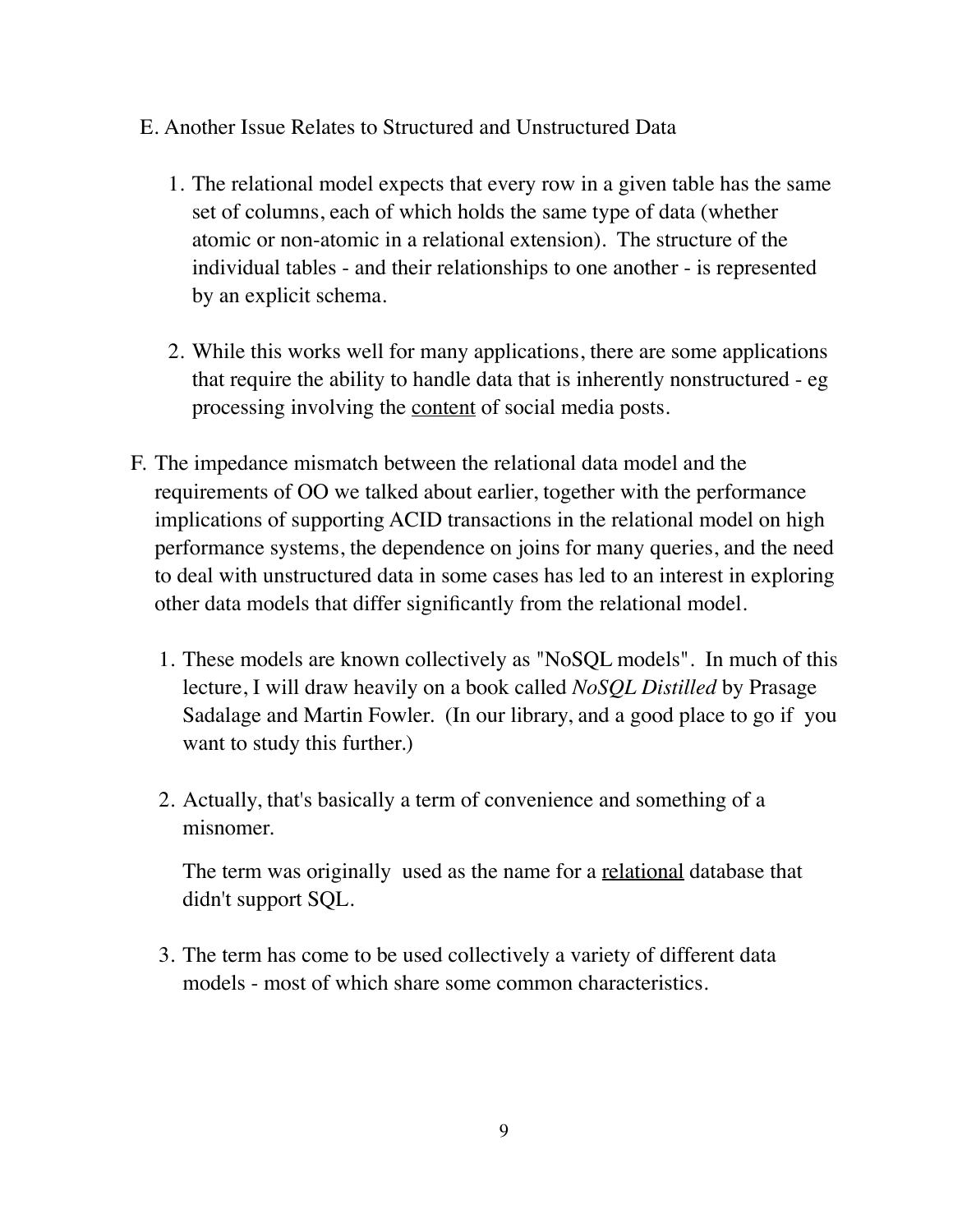E. Another Issue Relates to Structured and Unstructured Data

1. The relational model expects that every row in a given table has the same set of columns, each of which holds the same type of data (whether atomic or non-atomic in a relational extension). The structure of the individual tables - and their relationships to one another - is represented by an explicit schema.

2. While this works well for many applications, there are some applications that require the ability to handle data that is inherently nonstructured - eg processing involving the <u>content</u> of social media posts.

F. The impedance mismatch between the relational data model and the requirements of OO we talked about earlier, together with the performance implications of supporting ACID transactions in the relational model on high performance systems, the dependence on joins for many queries, and the need to deal with unstructured data in some cases has led to an interest in exploring other data models that differ significantly from the relational model.

1. These models are known collectively as "NoSQL models". In much of this lecture, I will draw heavily on a book called *NoSQL Distilled* by Prasage Sadalage and Martin Fowler. (In our library, and a good place to go if you want to study this further.)

2. Actually, that's basically a term of convenience and something of a misnomer.

   The term was originally used as the name for a <u>relational</u> database that didn't support SQL.

3. The term has come to be used collectively a variety of different data models - most of which share some common characteristics.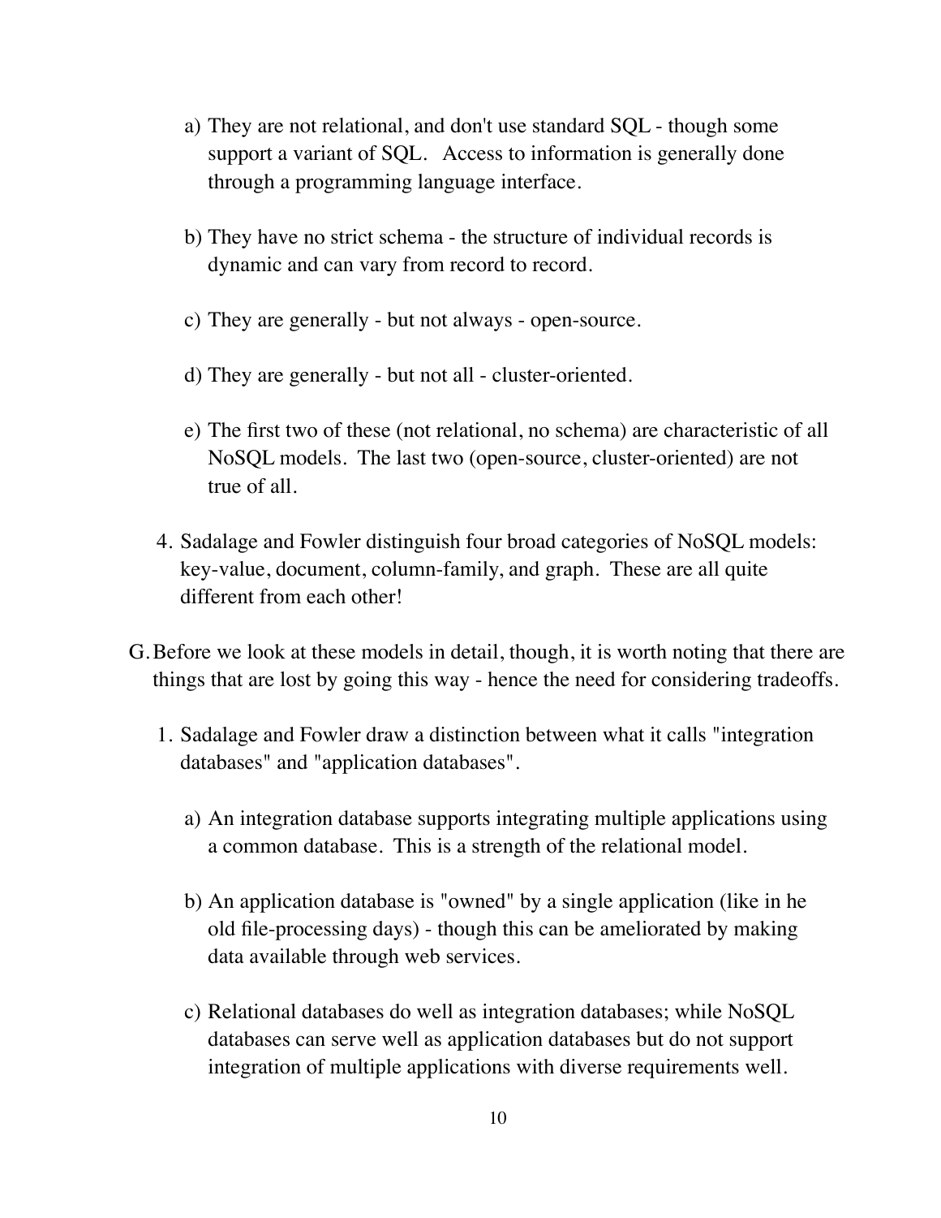a) They are not relational, and don't use standard SQL - though some support a variant of SQL. Access to information is generally done through a programming language interface.

b) They have no strict schema - the structure of individual records is dynamic and can vary from record to record.

c) They are generally - but not always - open-source.

d) They are generally - but not all - cluster-oriented.

e) The first two of these (not relational, no schema) are characteristic of all NoSQL models. The last two (open-source, cluster-oriented) are not true of all.

4. Sadalage and Fowler distinguish four broad categories of NoSQL models: key-value, document, column-family, and graph. These are all quite different from each other!

G. Before we look at these models in detail, though, it is worth noting that there are things that are lost by going this way - hence the need for considering tradeoffs.

1. Sadalage and Fowler draw a distinction between what it calls "integration databases" and "application databases".

a) An integration database supports integrating multiple applications using a common database. This is a strength of the relational model.

b) An application database is "owned" by a single application (like in he old file-processing days) - though this can be ameliorated by making data available through web services.

c) Relational databases do well as integration databases; while NoSQL databases can serve well as application databases but do not support integration of multiple applications with diverse requirements well.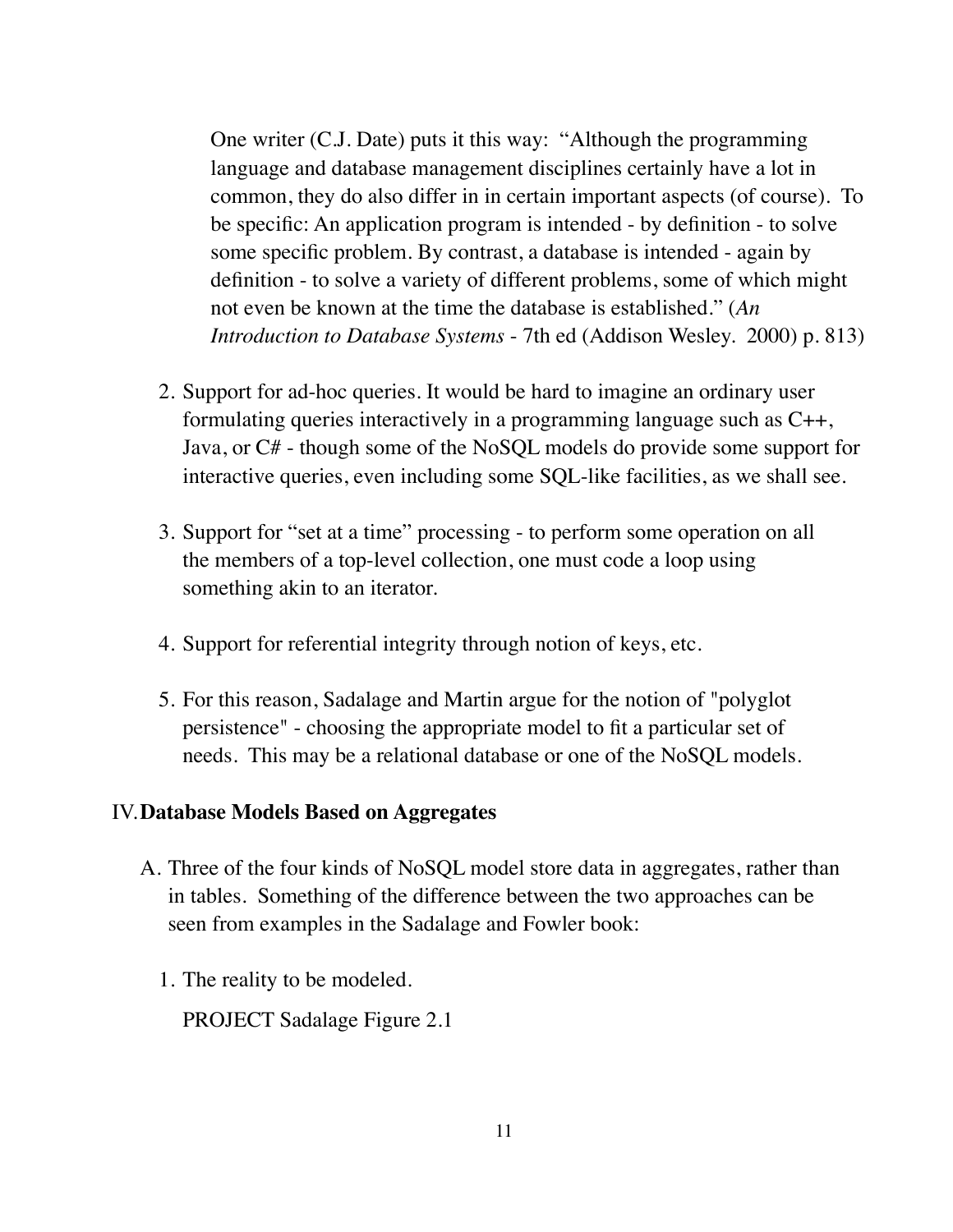One writer (C.J. Date) puts it this way: "Although the programming language and database management disciplines certainly have a lot in common, they do also differ in in certain important aspects (of course). To be specific: An application program is intended - by definition - to solve some specific problem. By contrast, a database is intended - again by definition - to solve a variety of different problems, some of which might not even be known at the time the database is established." (*An Introduction to Database Systems* - 7th ed (Addison Wesley. 2000) p. 813)

2. Support for ad-hoc queries. It would be hard to imagine an ordinary user formulating queries interactively in a programming language such as C++, Java, or C# - though some of the NoSQL models do provide some support for interactive queries, even including some SQL-like facilities, as we shall see.

3. Support for "set at a time" processing - to perform some operation on all the members of a top-level collection, one must code a loop using something akin to an iterator.

4. Support for referential integrity through notion of keys, etc.

5. For this reason, Sadalage and Martin argue for the notion of "polyglot persistence" - choosing the appropriate model to fit a particular set of needs. This may be a relational database or one of the NoSQL models.

## IV. Database Models Based on Aggregates

A. Three of the four kinds of NoSQL model store data in aggregates, rather than in tables. Something of the difference between the two approaches can be seen from examples in the Sadalage and Fowler book:

1. The reality to be modeled.

   PROJECT Sadalage Figure 2.1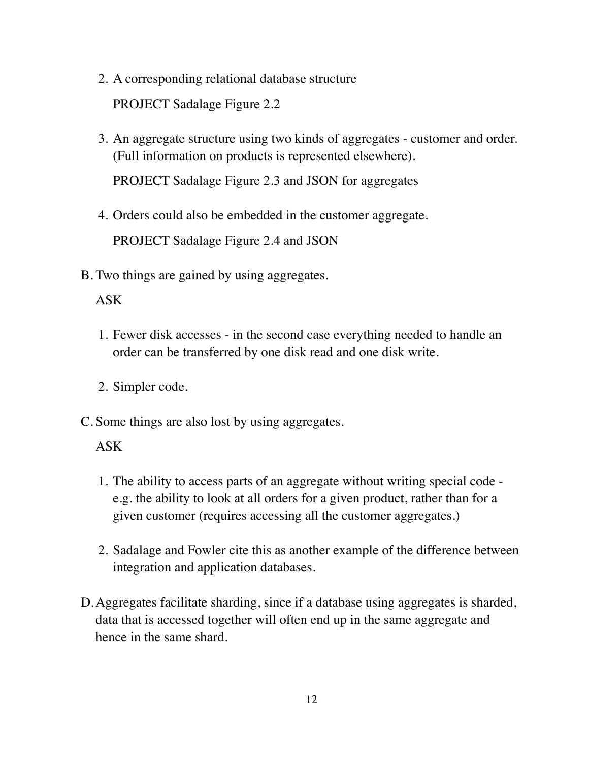2. A corresponding relational database structure

   PROJECT Sadalage Figure 2.2

3. An aggregate structure using two kinds of aggregates - customer and order. (Full information on products is represented elsewhere).

   PROJECT Sadalage Figure 2.3 and JSON for aggregates

4. Orders could also be embedded in the customer aggregate.

   PROJECT Sadalage Figure 2.4 and JSON

B. Two things are gained by using aggregates.

   ASK

   1. Fewer disk accesses - in the second case everything needed to handle an order can be transferred by one disk read and one disk write.

   2. Simpler code.

C. Some things are also lost by using aggregates.

   ASK

   1. The ability to access parts of an aggregate without writing special code - e.g. the ability to look at all orders for a given product, rather than for a given customer (requires accessing all the customer aggregates.)

   2. Sadalage and Fowler cite this as another example of the difference between integration and application databases.

D. Aggregates facilitate sharding, since if a database using aggregates is sharded, data that is accessed together will often end up in the same aggregate and hence in the same shard.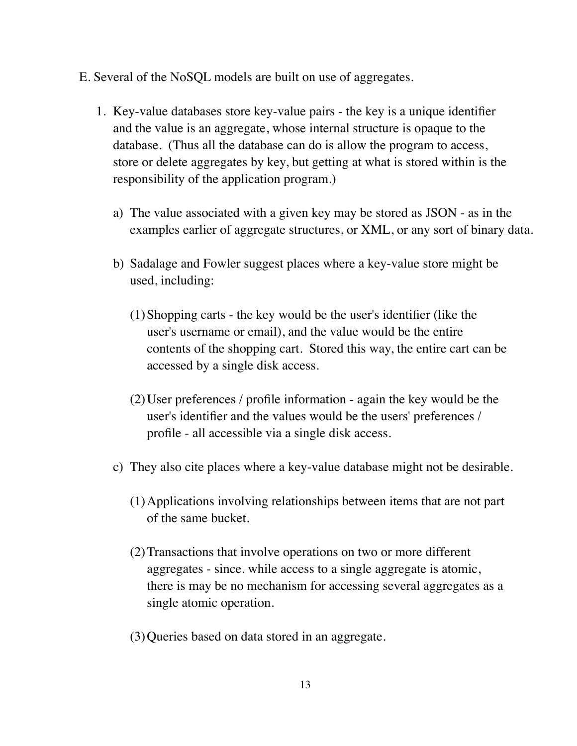E. Several of the NoSQL models are built on use of aggregates.

1. Key-value databases store key-value pairs - the key is a unique identifier and the value is an aggregate, whose internal structure is opaque to the database. (Thus all the database can do is allow the program to access, store or delete aggregates by key, but getting at what is stored within is the responsibility of the application program.)

   a) The value associated with a given key may be stored as JSON - as in the examples earlier of aggregate structures, or XML, or any sort of binary data.

   b) Sadalage and Fowler suggest places where a key-value store might be used, including:

      (1) Shopping carts - the key would be the user's identifier (like the user's username or email), and the value would be the entire contents of the shopping cart. Stored this way, the entire cart can be accessed by a single disk access.

      (2) User preferences / profile information - again the key would be the user's identifier and the values would be the users' preferences / profile - all accessible via a single disk access.

   c) They also cite places where a key-value database might not be desirable.

      (1) Applications involving relationships between items that are not part of the same bucket.

      (2) Transactions that involve operations on two or more different aggregates - since. while access to a single aggregate is atomic, there is may be no mechanism for accessing several aggregates as a single atomic operation.

      (3) Queries based on data stored in an aggregate.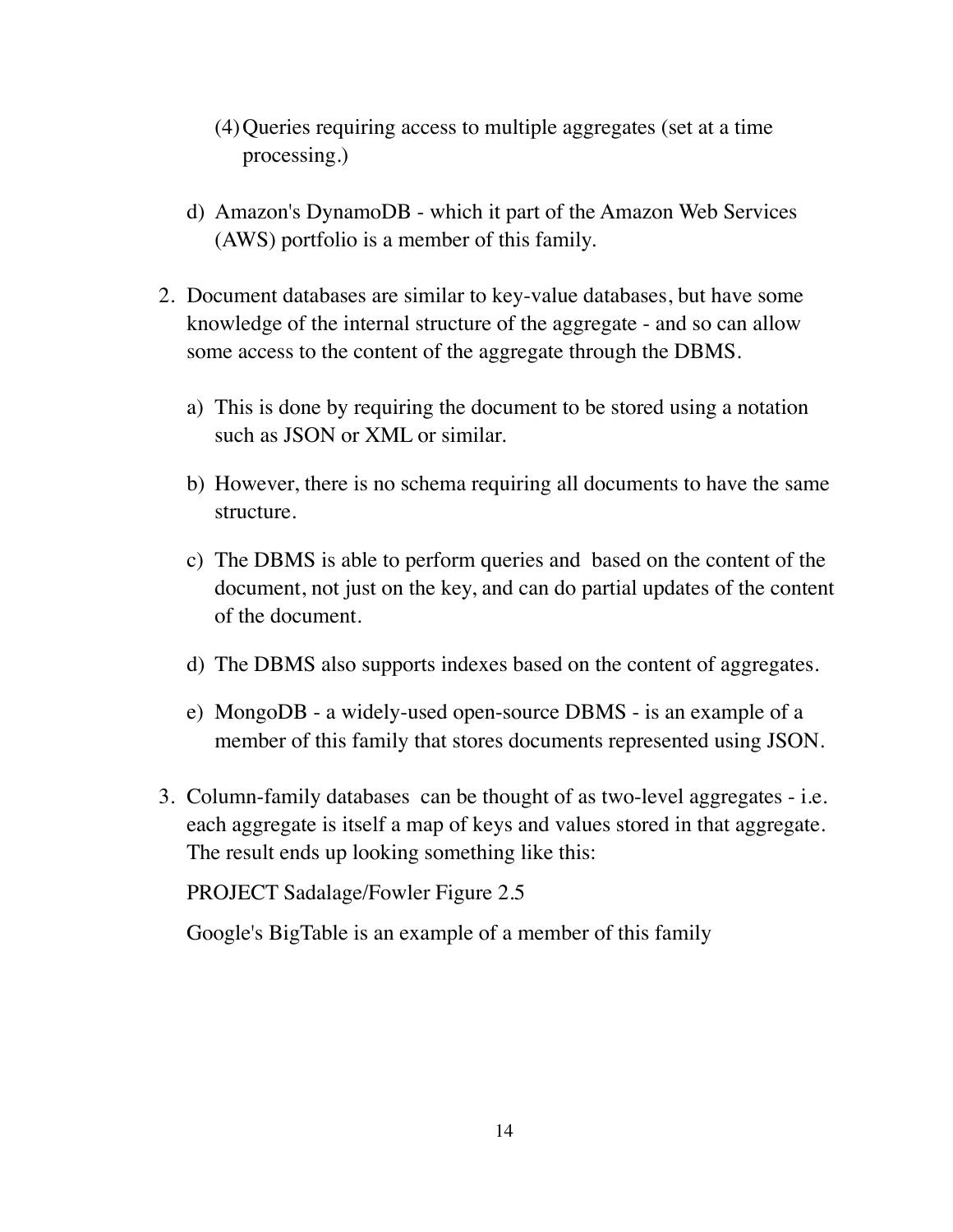(4) Queries requiring access to multiple aggregates (set at a time processing.)

d) Amazon's DynamoDB - which it part of the Amazon Web Services (AWS) portfolio is a member of this family.

2. Document databases are similar to key-value databases, but have some knowledge of the internal structure of the aggregate - and so can allow some access to the content of the aggregate through the DBMS.

   a) This is done by requiring the document to be stored using a notation such as JSON or XML or similar.

   b) However, there is no schema requiring all documents to have the same structure.

   c) The DBMS is able to perform queries and based on the content of the document, not just on the key, and can do partial updates of the content of the document.

   d) The DBMS also supports indexes based on the content of aggregates.

   e) MongoDB - a widely-used open-source DBMS - is an example of a member of this family that stores documents represented using JSON.

3. Column-family databases can be thought of as two-level aggregates - i.e. each aggregate is itself a map of keys and values stored in that aggregate. The result ends up looking something like this:

   PROJECT Sadalage/Fowler Figure 2.5

   Google's BigTable is an example of a member of this family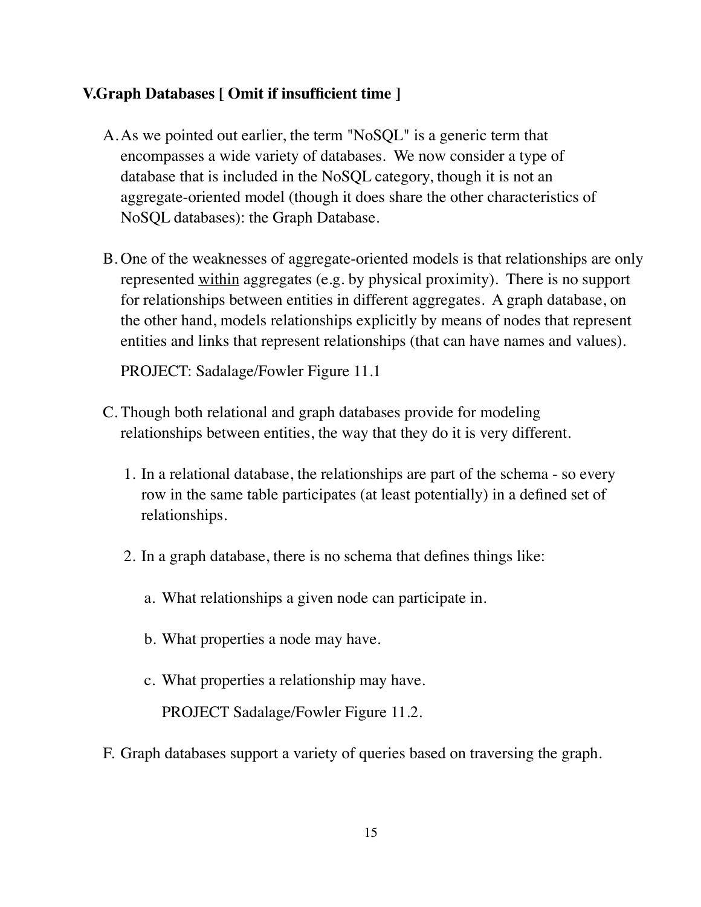## V.Graph Databases [ Omit if insufficient time ]

A. As we pointed out earlier, the term "NoSQL" is a generic term that encompasses a wide variety of databases. We now consider a type of database that is included in the NoSQL category, though it is not an aggregate-oriented model (though it does share the other characteristics of NoSQL databases): the Graph Database.

B. One of the weaknesses of aggregate-oriented models is that relationships are only represented <u>within</u> aggregates (e.g. by physical proximity). There is no support for relationships between entities in different aggregates. A graph database, on the other hand, models relationships explicitly by means of nodes that represent entities and links that represent relationships (that can have names and values).

   PROJECT: Sadalage/Fowler Figure 11.1

C. Though both relational and graph databases provide for modeling relationships between entities, the way that they do it is very different.

   1. In a relational database, the relationships are part of the schema - so every row in the same table participates (at least potentially) in a defined set of relationships.

   2. In a graph database, there is no schema that defines things like:

      a. What relationships a given node can participate in.

      b. What properties a node may have.

      c. What properties a relationship may have.

         PROJECT Sadalage/Fowler Figure 11.2.

F. Graph databases support a variety of queries based on traversing the graph.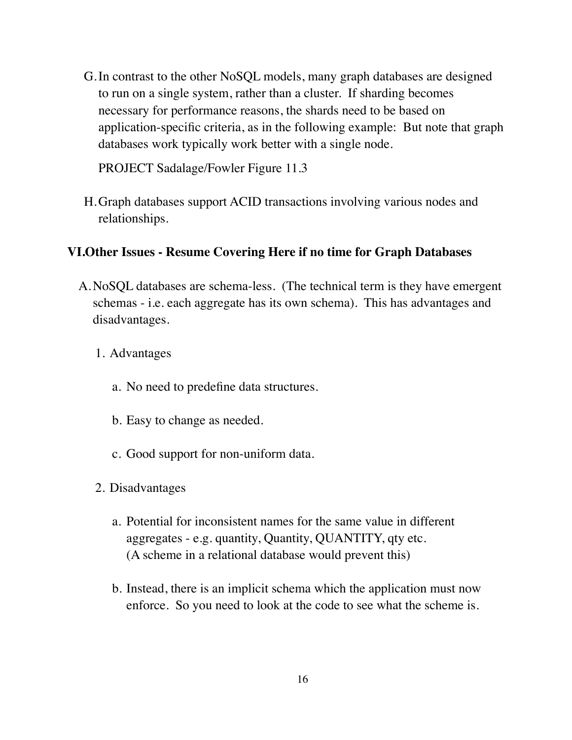G. In contrast to the other NoSQL models, many graph databases are designed to run on a single system, rather than a cluster. If sharding becomes necessary for performance reasons, the shards need to be based on application-specific criteria, as in the following example: But note that graph databases work typically work better with a single node.

   PROJECT Sadalage/Fowler Figure 11.3

H. Graph databases support ACID transactions involving various nodes and relationships.

## VI. Other Issues - Resume Covering Here if no time for Graph Databases

A. NoSQL databases are schema-less. (The technical term is they have emergent schemas - i.e. each aggregate has its own schema). This has advantages and disadvantages.

   1. Advantages

      a. No need to predefine data structures.

      b. Easy to change as needed.

      c. Good support for non-uniform data.

   2. Disadvantages

      a. Potential for inconsistent names for the same value in different aggregates - e.g. quantity, Quantity, QUANTITY, qty etc. (A scheme in a relational database would prevent this)

      b. Instead, there is an implicit schema which the application must now enforce. So you need to look at the code to see what the scheme is.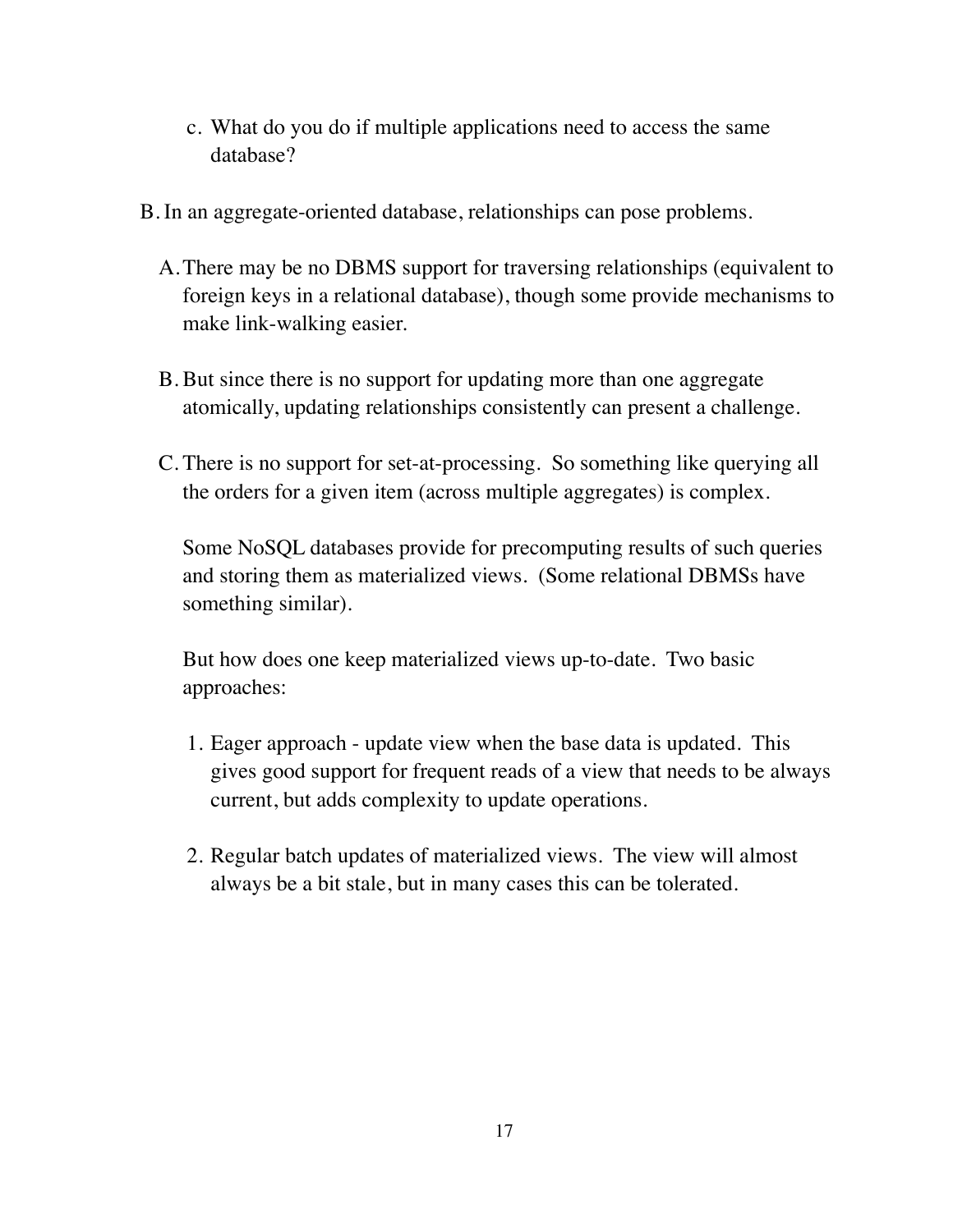c. What do you do if multiple applications need to access the same database?

B. In an aggregate-oriented database, relationships can pose problems.

   A. There may be no DBMS support for traversing relationships (equivalent to foreign keys in a relational database), though some provide mechanisms to make link-walking easier.

   B. But since there is no support for updating more than one aggregate atomically, updating relationships consistently can present a challenge.

   C. There is no support for set-at-processing. So something like querying all the orders for a given item (across multiple aggregates) is complex.

      Some NoSQL databases provide for precomputing results of such queries and storing them as materialized views. (Some relational DBMSs have something similar).

      But how does one keep materialized views up-to-date. Two basic approaches:

      1. Eager approach - update view when the base data is updated. This gives good support for frequent reads of a view that needs to be always current, but adds complexity to update operations.

      2. Regular batch updates of materialized views. The view will almost always be a bit stale, but in many cases this can be tolerated.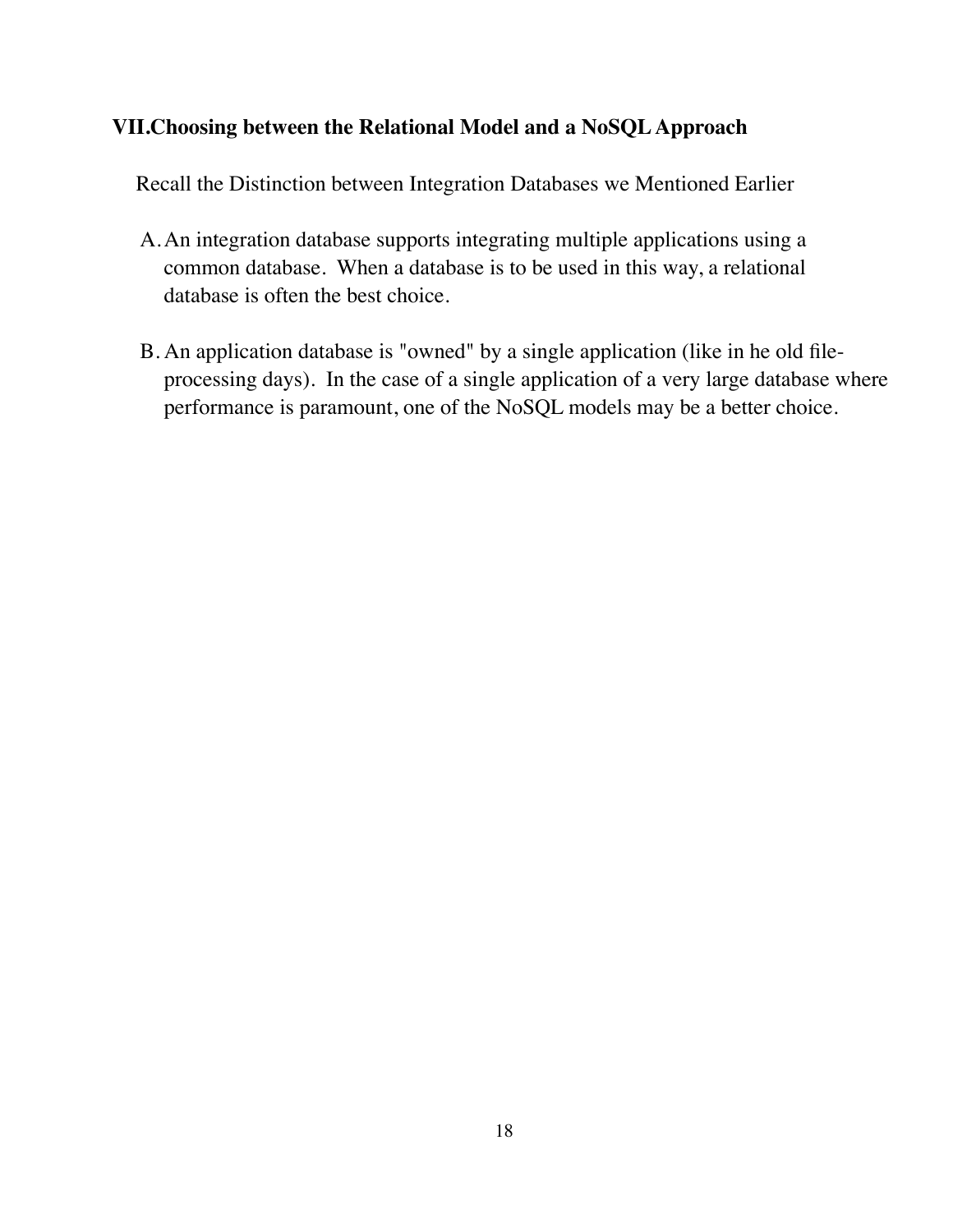## VII. Choosing between the Relational Model and a NoSQL Approach

Recall the Distinction between Integration Databases we Mentioned Earlier

A. An integration database supports integrating multiple applications using a common database. When a database is to be used in this way, a relational database is often the best choice.

B. An application database is "owned" by a single application (like in he old file-processing days). In the case of a single application of a very large database where performance is paramount, one of the NoSQL models may be a better choice.